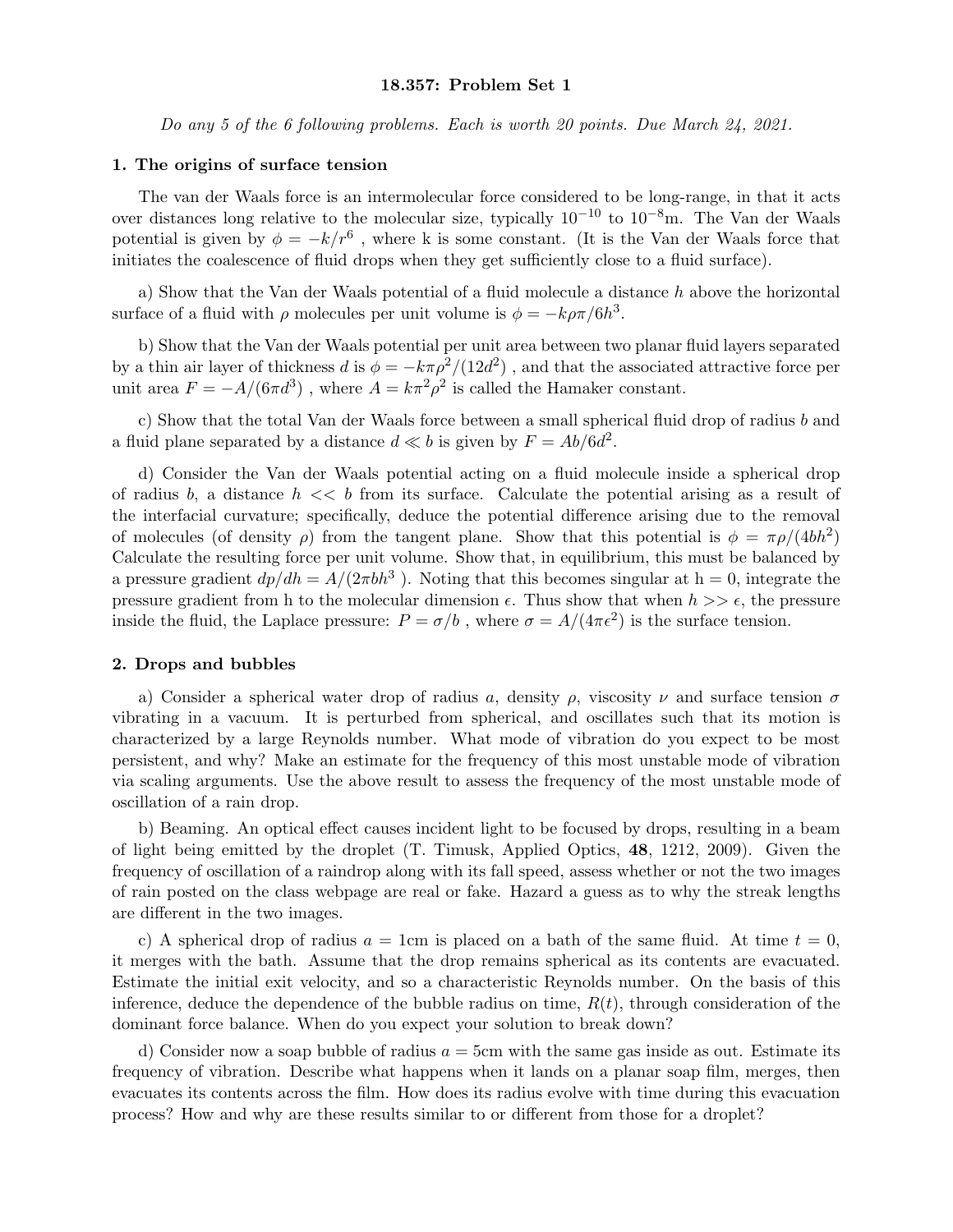# 18.357: Problem Set 1

*Do any 5 of the 6 following problems. Each is worth 20 points. Due March 24, 2021.*

## 1. The origins of surface tension

The van der Waals force is an intermolecular force considered to be long-range, in that it acts over distances long relative to the molecular size, typically $10^{-10}$ to $10^{-8}$m. The Van der Waals potential is given by $\phi = -k/r^6$ , where k is some constant. (It is the Van der Waals force that initiates the coalescence of fluid drops when they get sufficiently close to a fluid surface).

a) Show that the Van der Waals potential of a fluid molecule a distance $h$ above the horizontal surface of a fluid with $\rho$ molecules per unit volume is $\phi = -k\rho\pi/6h^3$.

b) Show that the Van der Waals potential per unit area between two planar fluid layers separated by a thin air layer of thickness $d$ is $\phi = -k\pi\rho^2/(12d^2)$ , and that the associated attractive force per unit area $F = -A/(6\pi d^3)$ , where $A = k\pi^2\rho^2$ is called the Hamaker constant.

c) Show that the total Van der Waals force between a small spherical fluid drop of radius $b$ and a fluid plane separated by a distance $d \ll b$ is given by $F = Ab/6d^2$.

d) Consider the Van der Waals potential acting on a fluid molecule inside a spherical drop of radius $b$, a distance $h << b$ from its surface. Calculate the potential arising as a result of the interfacial curvature; specifically, deduce the potential difference arising due to the removal of molecules (of density $\rho$) from the tangent plane. Show that this potential is $\phi = \pi\rho/(4bh^2)$ Calculate the resulting force per unit volume. Show that, in equilibrium, this must be balanced by a pressure gradient $dp/dh = A/(2\pi bh^3$ ). Noting that this becomes singular at h = 0, integrate the pressure gradient from h to the molecular dimension $\epsilon$. Thus show that when $h >> \epsilon$, the pressure inside the fluid, the Laplace pressure: $P = \sigma/b$ , where $\sigma = A/(4\pi\epsilon^2)$ is the surface tension.

## 2. Drops and bubbles

a) Consider a spherical water drop of radius $a$, density $\rho$, viscosity $\nu$ and surface tension $\sigma$ vibrating in a vacuum. It is perturbed from spherical, and oscillates such that its motion is characterized by a large Reynolds number. What mode of vibration do you expect to be most persistent, and why? Make an estimate for the frequency of this most unstable mode of vibration via scaling arguments. Use the above result to assess the frequency of the most unstable mode of oscillation of a rain drop.

b) Beaming. An optical effect causes incident light to be focused by drops, resulting in a beam of light being emitted by the droplet (T. Timusk, Applied Optics, **48**, 1212, 2009). Given the frequency of oscillation of a raindrop along with its fall speed, assess whether or not the two images of rain posted on the class webpage are real or fake. Hazard a guess as to why the streak lengths are different in the two images.

c) A spherical drop of radius $a$ = 1cm is placed on a bath of the same fluid. At time $t$ = 0, it merges with the bath. Assume that the drop remains spherical as its contents are evacuated. Estimate the initial exit velocity, and so a characteristic Reynolds number. On the basis of this inference, deduce the dependence of the bubble radius on time, $R(t)$, through consideration of the dominant force balance. When do you expect your solution to break down?

d) Consider now a soap bubble of radius $a$ = 5cm with the same gas inside as out. Estimate its frequency of vibration. Describe what happens when it lands on a planar soap film, merges, then evacuates its contents across the film. How does its radius evolve with time during this evacuation process? How and why are these results similar to or different from those for a droplet?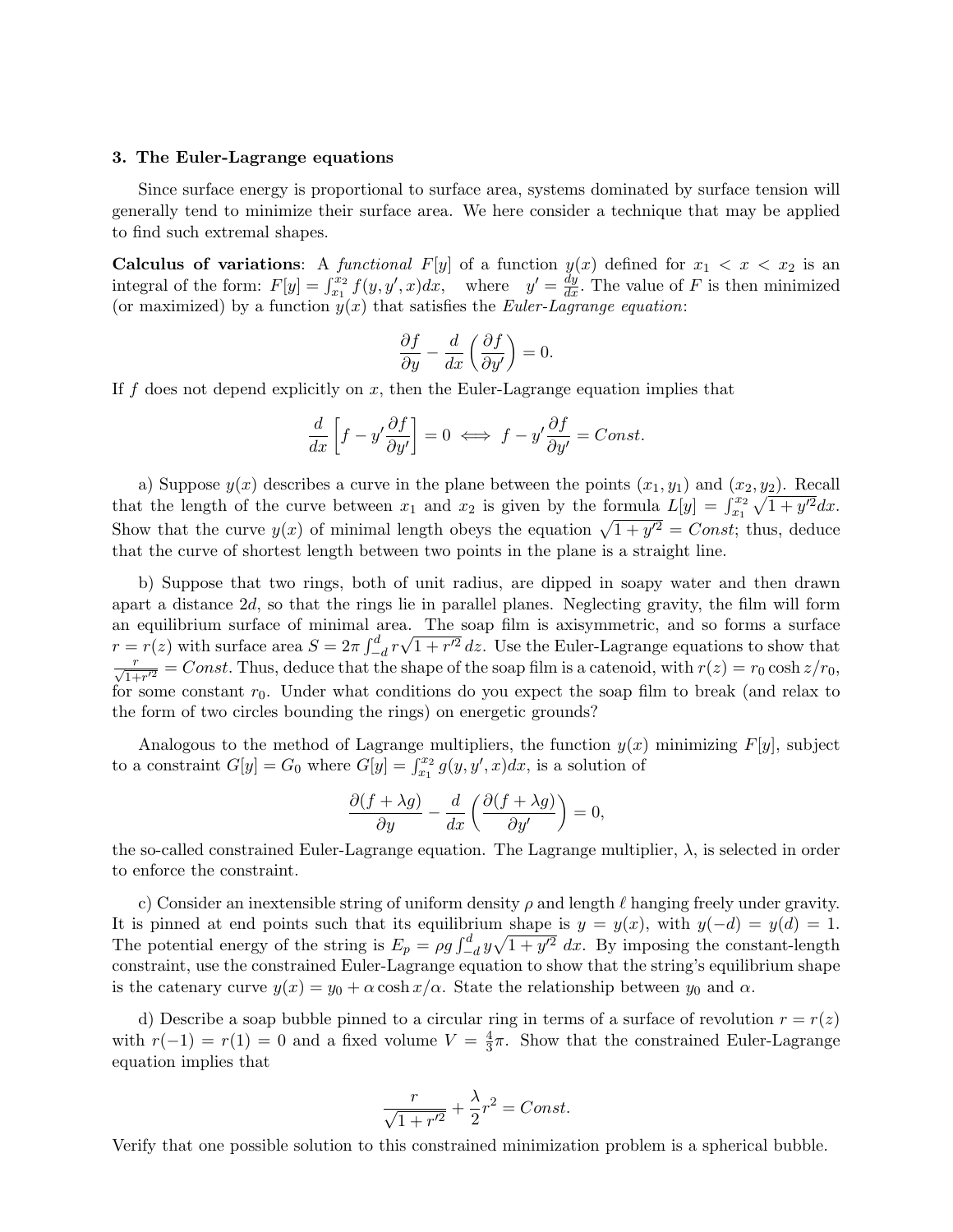### 3. The Euler-Lagrange equations

Since surface energy is proportional to surface area, systems dominated by surface tension will generally tend to minimize their surface area. We here consider a technique that may be applied to find such extremal shapes.

**Calculus of variations**: A *functional* $F[y]$ of a function $y(x)$ defined for $x_1 < x < x_2$ is an integral of the form: $F[y] = \int_{x_1}^{x_2} f(y, y', x)dx$, where $y' = \frac{dy}{dx}$. The value of $F$ is then minimized (or maximized) by a function $y(x)$ that satisfies the *Euler-Lagrange equation*:

$$\frac{\partial f}{\partial y} - \frac{d}{dx}\left(\frac{\partial f}{\partial y'}\right) = 0.$$

If $f$ does not depend explicitly on $x$, then the Euler-Lagrange equation implies that

$$\frac{d}{dx}\left[f - y'\frac{\partial f}{\partial y'}\right] = 0 \iff f - y'\frac{\partial f}{\partial y'} = Const.$$

a) Suppose $y(x)$ describes a curve in the plane between the points $(x_1, y_1)$ and $(x_2, y_2)$. Recall that the length of the curve between $x_1$ and $x_2$ is given by the formula $L[y] = \int_{x_1}^{x_2} \sqrt{1 + y'^2}dx$. Show that the curve $y(x)$ of minimal length obeys the equation $\sqrt{1 + y'^2} = Const$; thus, deduce that the curve of shortest length between two points in the plane is a straight line.

b) Suppose that two rings, both of unit radius, are dipped in soapy water and then drawn apart a distance $2d$, so that the rings lie in parallel planes. Neglecting gravity, the film will form an equilibrium surface of minimal area. The soap film is axisymmetric, and so forms a surface $r = r(z)$ with surface area $S = 2\pi \int_{-d}^{d} r\sqrt{1 + r'^2}\, dz$. Use the Euler-Lagrange equations to show that $\frac{r}{\sqrt{1+r'^2}} = Const$. Thus, deduce that the shape of the soap film is a catenoid, with $r(z) = r_0 \cosh z/r_0$, for some constant $r_0$. Under what conditions do you expect the soap film to break (and relax to the form of two circles bounding the rings) on energetic grounds?

Analogous to the method of Lagrange multipliers, the function $y(x)$ minimizing $F[y]$, subject to a constraint $G[y] = G_0$ where $G[y] = \int_{x_1}^{x_2} g(y, y', x)dx$, is a solution of

$$\frac{\partial(f + \lambda g)}{\partial y} - \frac{d}{dx}\left(\frac{\partial(f + \lambda g)}{\partial y'}\right) = 0,$$

the so-called constrained Euler-Lagrange equation. The Lagrange multiplier, $\lambda$, is selected in order to enforce the constraint.

c) Consider an inextensible string of uniform density $\rho$ and length $\ell$ hanging freely under gravity. It is pinned at end points such that its equilibrium shape is $y = y(x)$, with $y(-d) = y(d) = 1$. The potential energy of the string is $E_p = \rho g \int_{-d}^{d} y\sqrt{1 + y'^2}\, dx$. By imposing the constant-length constraint, use the constrained Euler-Lagrange equation to show that the string's equilibrium shape is the catenary curve $y(x) = y_0 + \alpha \cosh x/\alpha$. State the relationship between $y_0$ and $\alpha$.

d) Describe a soap bubble pinned to a circular ring in terms of a surface of revolution $r = r(z)$ with $r(-1) = r(1) = 0$ and a fixed volume $V = \frac{4}{3}\pi$. Show that the constrained Euler-Lagrange equation implies that

$$\frac{r}{\sqrt{1 + r'^2}} + \frac{\lambda}{2}r^2 = Const.$$

Verify that one possible solution to this constrained minimization problem is a spherical bubble.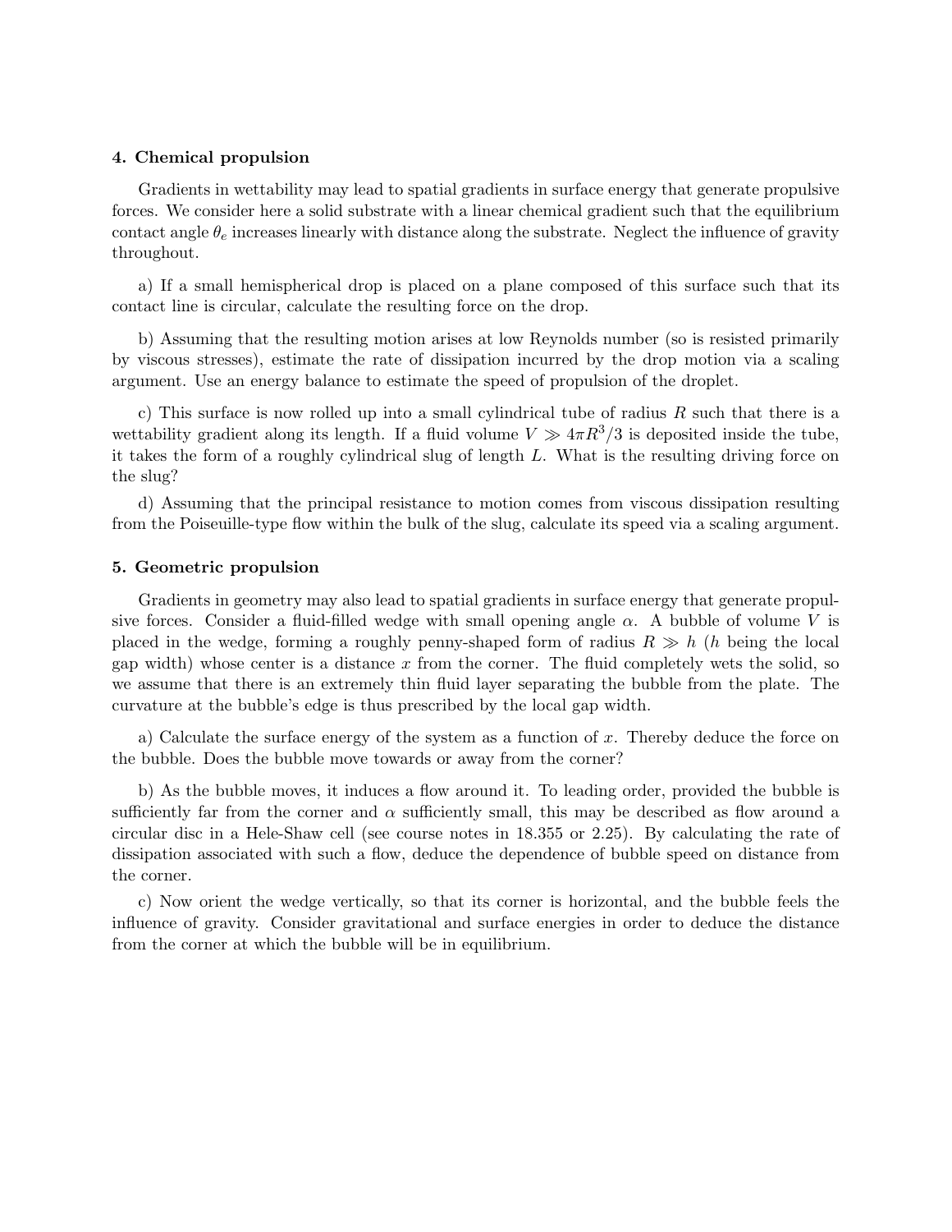**4. Chemical propulsion**

Gradients in wettability may lead to spatial gradients in surface energy that generate propulsive forces. We consider here a solid substrate with a linear chemical gradient such that the equilibrium contact angle $\theta_e$ increases linearly with distance along the substrate. Neglect the influence of gravity throughout.

a) If a small hemispherical drop is placed on a plane composed of this surface such that its contact line is circular, calculate the resulting force on the drop.

b) Assuming that the resulting motion arises at low Reynolds number (so is resisted primarily by viscous stresses), estimate the rate of dissipation incurred by the drop motion via a scaling argument. Use an energy balance to estimate the speed of propulsion of the droplet.

c) This surface is now rolled up into a small cylindrical tube of radius $R$ such that there is a wettability gradient along its length. If a fluid volume $V \gg 4\pi R^3/3$ is deposited inside the tube, it takes the form of a roughly cylindrical slug of length $L$. What is the resulting driving force on the slug?

d) Assuming that the principal resistance to motion comes from viscous dissipation resulting from the Poiseuille-type flow within the bulk of the slug, calculate its speed via a scaling argument.

**5. Geometric propulsion**

Gradients in geometry may also lead to spatial gradients in surface energy that generate propulsive forces. Consider a fluid-filled wedge with small opening angle $\alpha$. A bubble of volume $V$ is placed in the wedge, forming a roughly penny-shaped form of radius $R \gg h$ ($h$ being the local gap width) whose center is a distance $x$ from the corner. The fluid completely wets the solid, so we assume that there is an extremely thin fluid layer separating the bubble from the plate. The curvature at the bubble's edge is thus prescribed by the local gap width.

a) Calculate the surface energy of the system as a function of $x$. Thereby deduce the force on the bubble. Does the bubble move towards or away from the corner?

b) As the bubble moves, it induces a flow around it. To leading order, provided the bubble is sufficiently far from the corner and $\alpha$ sufficiently small, this may be described as flow around a circular disc in a Hele-Shaw cell (see course notes in 18.355 or 2.25). By calculating the rate of dissipation associated with such a flow, deduce the dependence of bubble speed on distance from the corner.

c) Now orient the wedge vertically, so that its corner is horizontal, and the bubble feels the influence of gravity. Consider gravitational and surface energies in order to deduce the distance from the corner at which the bubble will be in equilibrium.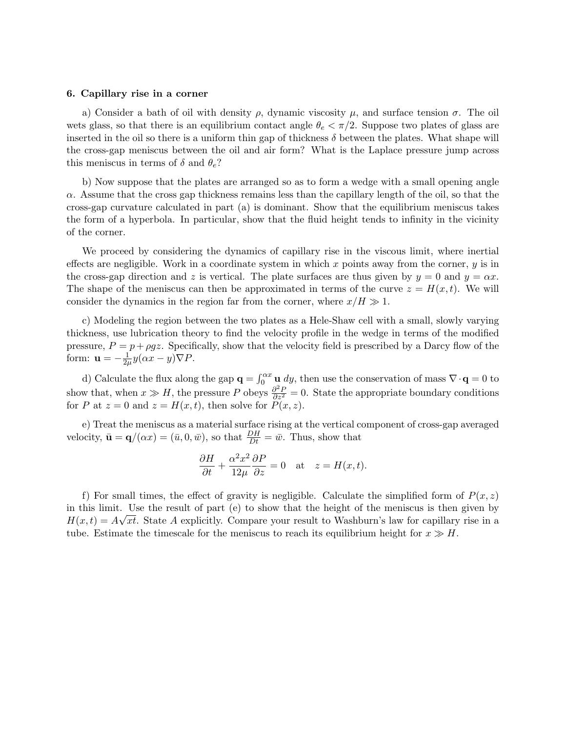**6. Capillary rise in a corner**

a) Consider a bath of oil with density $\rho$, dynamic viscosity $\mu$, and surface tension $\sigma$. The oil wets glass, so that there is an equilibrium contact angle $\theta_e < \pi/2$. Suppose two plates of glass are inserted in the oil so there is a uniform thin gap of thickness $\delta$ between the plates. What shape will the cross-gap meniscus between the oil and air form? What is the Laplace pressure jump across this meniscus in terms of $\delta$ and $\theta_e$?

b) Now suppose that the plates are arranged so as to form a wedge with a small opening angle $\alpha$. Assume that the cross gap thickness remains less than the capillary length of the oil, so that the cross-gap curvature calculated in part (a) is dominant. Show that the equilibrium meniscus takes the form of a hyperbola. In particular, show that the fluid height tends to infinity in the vicinity of the corner.

We proceed by considering the dynamics of capillary rise in the viscous limit, where inertial effects are negligible. Work in a coordinate system in which $x$ points away from the corner, $y$ is in the cross-gap direction and $z$ is vertical. The plate surfaces are thus given by $y = 0$ and $y = \alpha x$. The shape of the meniscus can then be approximated in terms of the curve $z = H(x, t)$. We will consider the dynamics in the region far from the corner, where $x/H \gg 1$.

c) Modeling the region between the two plates as a Hele-Shaw cell with a small, slowly varying thickness, use lubrication theory to find the velocity profile in the wedge in terms of the modified pressure, $P = p + \rho g z$. Specifically, show that the velocity field is prescribed by a Darcy flow of the form: $\mathbf{u} = -\frac{1}{2\mu} y(\alpha x - y)\nabla P$.

d) Calculate the flux along the gap $\mathbf{q} = \int_0^{\alpha x} \mathbf{u}\, dy$, then use the conservation of mass $\nabla \cdot \mathbf{q} = 0$ to show that, when $x \gg H$, the pressure $P$ obeys $\frac{\partial^2 P}{\partial z^2} = 0$. State the appropriate boundary conditions for $P$ at $z = 0$ and $z = H(x, t)$, then solve for $P(x, z)$.

e) Treat the meniscus as a material surface rising at the vertical component of cross-gap averaged velocity, $\bar{\mathbf{u}} = \mathbf{q}/(\alpha x) = (\bar{u}, 0, \bar{w})$, so that $\frac{DH}{Dt} = \bar{w}$. Thus, show that

$$\frac{\partial H}{\partial t} + \frac{\alpha^2 x^2}{12\mu} \frac{\partial P}{\partial z} = 0 \quad \text{at} \quad z = H(x, t).$$

f) For small times, the effect of gravity is negligible. Calculate the simplified form of $P(x, z)$ in this limit. Use the result of part (e) to show that the height of the meniscus is then given by $H(x, t) = A\sqrt{xt}$. State $A$ explicitly. Compare your result to Washburn's law for capillary rise in a tube. Estimate the timescale for the meniscus to reach its equilibrium height for $x \gg H$.